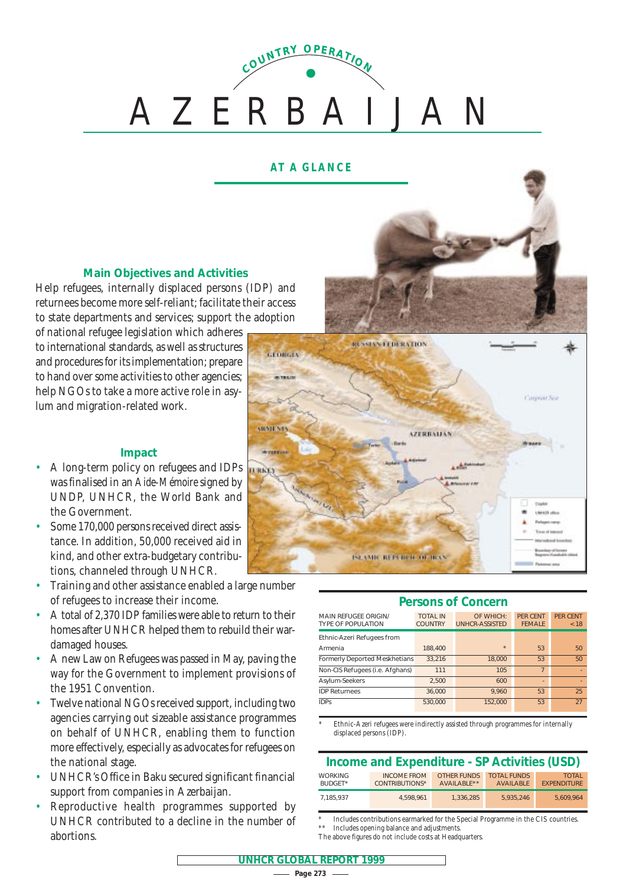# COUNTRY OPERATION

# AZERBAIJAN

## AT A GLANCE

### Main Objectives and Activities

Help refugees, internally displaced persons (IDP) and returnees become more self-reliant; facilitate their access to state departments and services; support the adoption of national refugee legislation which adheres to international standards, as well as structures and procedures for its implementation; prepare to hand over some activities to other agencies; help NGOs to take a more active role in asylum and migration-related work.

### Impact

- A long-term policy on refugees and IDPs was finalised in an *Aide-Mémoire* signed by UNDP, UNHCR, the World Bank and the Government.
- Some 170,000 persons received direct assistance. In addition, 50,000 received aid in kind, and other extra-budgetary contributions, channeled through UNHCR.
- Training and other assistance enabled a large number of refugees to increase their income.
- A total of 2,370 IDP families were able to return to their homes after UNHCR helped them to rebuild their war-damaged houses.
- A new Law on Refugees was passed in May, paving the way for the Government to implement provisions of the 1951 Convention.
- Twelve national NGOs received support, including two agencies carrying out sizeable assistance programmes on behalf of UNHCR, enabling them to function more effectively, especially as advocates for refugees on the national stage.
- UNHCR's Office in Baku secured significant financial support from companies in Azerbaijan.
- Reproductive health programmes supported by UNHCR contributed to a decline in the number of abortions.

### Persons of Concern

| MAIN REFUGEE ORIGIN/ TYPE OF POPULATION | TOTAL IN COUNTRY | OF WHICH: UNHCR-ASSISTED | PER CENT FEMALE | PER CENT < 18 |
|---|---|---|---|---|
| Ethnic-Azeri Refugees from Armenia | 188,400 | * | 53 | 50 |
| Formerly Deported Meskhetians | 33,216 | 18,000 | 53 | 50 |
| Non-CIS Refugees (i.e. Afghans) | 111 | 105 | 7 | - |
| Asylum-Seekers | 2,500 | 600 | - | - |
| IDP Returnees | 36,000 | 9,960 | 53 | 25 |
| IDPs | 530,000 | 152,000 | 53 | 27 |

\* Ethnic-Azeri refugees were indirectly assisted through programmes for internally displaced persons (IDP).

### Income and Expenditure - SP Activities (USD)

| WORKING BUDGET* | INCOME FROM CONTRIBUTIONS* | OTHER FUNDS AVAILABLE** | TOTAL FUNDS AVAILABLE | TOTAL EXPENDITURE |
|---|---|---|---|---|
| 7,185,937 | 4,598,961 | 1,336,285 | 5,935,246 | 5,609,964 |

\* Includes contributions earmarked for the Special Programme in the CIS countries.
\*\* Includes opening balance and adjustments.
The above figures do not include costs at Headquarters.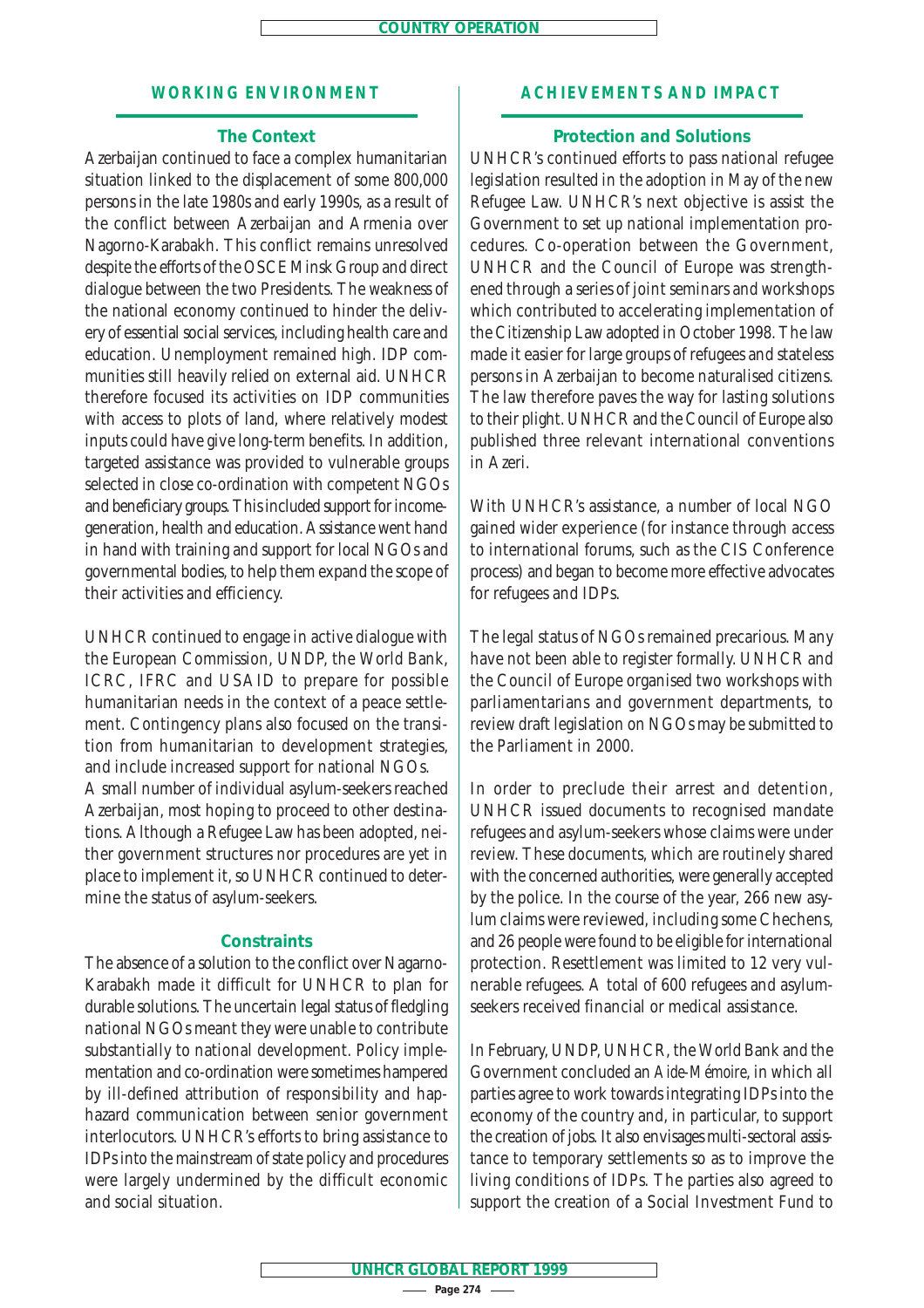## WORKING ENVIRONMENT

### The Context

Azerbaijan continued to face a complex humanitarian situation linked to the displacement of some 800,000 persons in the late 1980s and early 1990s, as a result of the conflict between Azerbaijan and Armenia over Nagorno-Karabakh. This conflict remains unresolved despite the efforts of the OSCE Minsk Group and direct dialogue between the two Presidents. The weakness of the national economy continued to hinder the delivery of essential social services, including health care and education. Unemployment remained high. IDP communities still heavily relied on external aid. UNHCR therefore focused its activities on IDP communities with access to plots of land, where relatively modest inputs could have give long-term benefits. In addition, targeted assistance was provided to vulnerable groups selected in close co-ordination with competent NGOs and beneficiary groups. This included support for income-generation, health and education. Assistance went hand in hand with training and support for local NGOs and governmental bodies, to help them expand the scope of their activities and efficiency.

UNHCR continued to engage in active dialogue with the European Commission, UNDP, the World Bank, ICRC, IFRC and USAID to prepare for possible humanitarian needs in the context of a peace settlement. Contingency plans also focused on the transition from humanitarian to development strategies, and include increased support for national NGOs.

A small number of individual asylum-seekers reached Azerbaijan, most hoping to proceed to other destinations. Although a Refugee Law has been adopted, neither government structures nor procedures are yet in place to implement it, so UNHCR continued to determine the status of asylum-seekers.

### Constraints

The absence of a solution to the conflict over Nagarno-Karabakh made it difficult for UNHCR to plan for durable solutions. The uncertain legal status of fledgling national NGOs meant they were unable to contribute substantially to national development. Policy implementation and co-ordination were sometimes hampered by ill-defined attribution of responsibility and haphazard communication between senior government interlocutors. UNHCR's efforts to bring assistance to IDPs into the mainstream of state policy and procedures were largely undermined by the difficult economic and social situation.

## ACHIEVEMENTS AND IMPACT

### Protection and Solutions

UNHCR's continued efforts to pass national refugee legislation resulted in the adoption in May of the new Refugee Law. UNHCR's next objective is assist the Government to set up national implementation procedures. Co-operation between the Government, UNHCR and the Council of Europe was strengthened through a series of joint seminars and workshops which contributed to accelerating implementation of the Citizenship Law adopted in October 1998. The law made it easier for large groups of refugees and stateless persons in Azerbaijan to become naturalised citizens. The law therefore paves the way for lasting solutions to their plight. UNHCR and the Council of Europe also published three relevant international conventions in Azeri.

With UNHCR's assistance, a number of local NGO gained wider experience (for instance through access to international forums, such as the CIS Conference process) and began to become more effective advocates for refugees and IDPs.

The legal status of NGOs remained precarious. Many have not been able to register formally. UNHCR and the Council of Europe organised two workshops with parliamentarians and government departments, to review draft legislation on NGOs may be submitted to the Parliament in 2000.

In order to preclude their arrest and detention, UNHCR issued documents to recognised mandate refugees and asylum-seekers whose claims were under review. These documents, which are routinely shared with the concerned authorities, were generally accepted by the police. In the course of the year, 266 new asylum claims were reviewed, including some Chechens, and 26 people were found to be eligible for international protection. Resettlement was limited to 12 very vulnerable refugees. A total of 600 refugees and asylum-seekers received financial or medical assistance.

In February, UNDP, UNHCR, the World Bank and the Government concluded an *Aide-Mémoire*, in which all parties agree to work towards integrating IDPs into the economy of the country and, in particular, to support the creation of jobs. It also envisages multi-sectoral assistance to temporary settlements so as to improve the living conditions of IDPs. The parties also agreed to support the creation of a Social Investment Fund to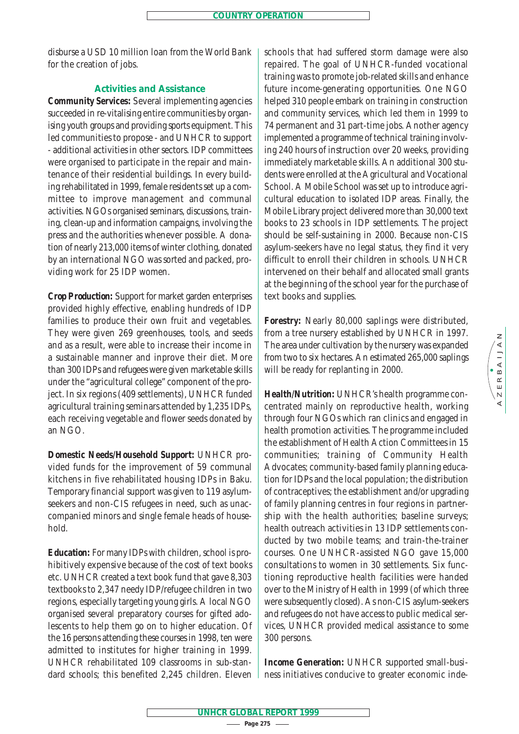disburse a USD 10 million loan from the World Bank for the creation of jobs.

### Activities and Assistance

**Community Services:** Several implementing agencies succeeded in re-vitalising entire communities by organising youth groups and providing sports equipment. This led communities to propose - and UNHCR to support - additional activities in other sectors. IDP committees were organised to participate in the repair and maintenance of their residential buildings. In every building rehabilitated in 1999, female residents set up a committee to improve management and communal activities. NGOs organised seminars, discussions, training, clean-up and information campaigns, involving the press and the authorities whenever possible. A donation of nearly 213,000 items of winter clothing, donated by an international NGO was sorted and packed, providing work for 25 IDP women.

**Crop Production:** Support for market garden enterprises provided highly effective, enabling hundreds of IDP families to produce their own fruit and vegetables. They were given 269 greenhouses, tools, and seeds and as a result, were able to increase their income in a sustainable manner and inprove their diet. More than 300 IDPs and refugees were given marketable skills under the "agricultural college" component of the project. In six regions (409 settlements), UNHCR funded agricultural training seminars attended by 1,235 IDPs, each receiving vegetable and flower seeds donated by an NGO.

**Domestic Needs/Household Support:** UNHCR provided funds for the improvement of 59 communal kitchens in five rehabilitated housing IDPs in Baku. Temporary financial support was given to 119 asylum-seekers and non-CIS refugees in need, such as unaccompanied minors and single female heads of household.

**Education:** For many IDPs with children, school is prohibitively expensive because of the cost of text books etc. UNHCR created a text book fund that gave 8,303 textbooks to 2,347 needy IDP/refugee children in two regions, especially targeting young girls. A local NGO organised several preparatory courses for gifted adolescents to help them go on to higher education. Of the 16 persons attending these courses in 1998, ten were admitted to institutes for higher training in 1999. UNHCR rehabilitated 109 classrooms in sub-standard schools; this benefited 2,245 children. Eleven schools that had suffered storm damage were also repaired. The goal of UNHCR-funded vocational training was to promote job-related skills and enhance future income-generating opportunities. One NGO helped 310 people embark on training in construction and community services, which led them in 1999 to 74 permanent and 31 part-time jobs. Another agency implemented a programme of technical training involving 240 hours of instruction over 20 weeks, providing immediately marketable skills. An additional 300 students were enrolled at the Agricultural and Vocational School. A Mobile School was set up to introduce agricultural education to isolated IDP areas. Finally, the Mobile Library project delivered more than 30,000 text books to 23 schools in IDP settlements. The project should be self-sustaining in 2000. Because non-CIS asylum-seekers have no legal status, they find it very difficult to enroll their children in schools. UNHCR intervened on their behalf and allocated small grants at the beginning of the school year for the purchase of text books and supplies.

**Forestry:** Nearly 80,000 saplings were distributed, from a tree nursery established by UNHCR in 1997. The area under cultivation by the nursery was expanded from two to six hectares. An estimated 265,000 saplings will be ready for replanting in 2000.

**Health/Nutrition:** UNHCR's health programme concentrated mainly on reproductive health, working through four NGOs which ran clinics and engaged in health promotion activities. The programme included the establishment of Health Action Committees in 15 communities; training of Community Health Advocates; community-based family planning education for IDPs and the local population; the distribution of contraceptives; the establishment and/or upgrading of family planning centres in four regions in partnership with the health authorities; baseline surveys; health outreach activities in 13 IDP settlements conducted by two mobile teams; and train-the-trainer courses. One UNHCR-assisted NGO gave 15,000 consultations to women in 30 settlements. Six functioning reproductive health facilities were handed over to the Ministry of Health in 1999 (of which three were subsequently closed). As non-CIS asylum-seekers and refugees do not have access to public medical services, UNHCR provided medical assistance to some 300 persons.

**Income Generation:** UNHCR supported small-business initiatives conducive to greater economic inde-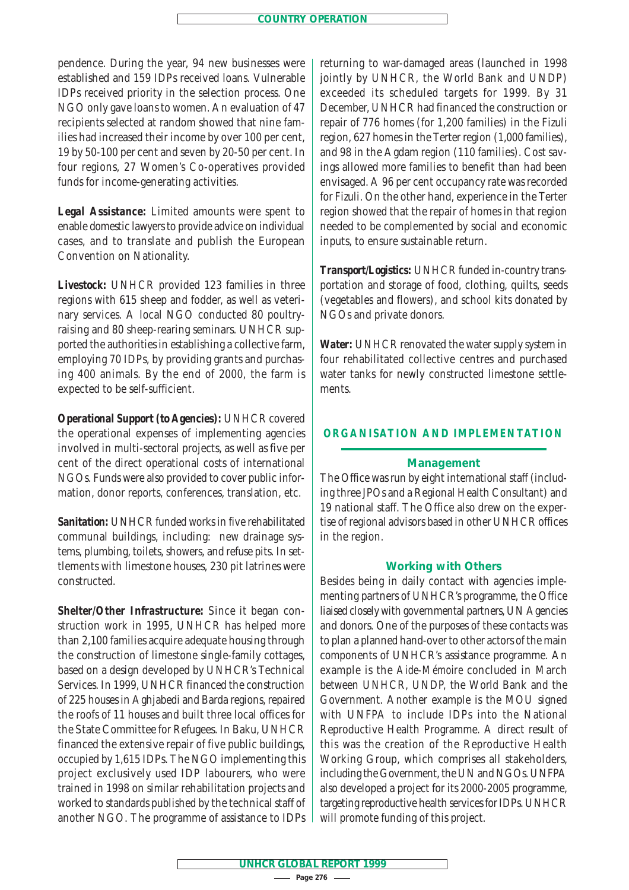pendence. During the year, 94 new businesses were established and 159 IDPs received loans. Vulnerable IDPs received priority in the selection process. One NGO only gave loans to women. An evaluation of 47 recipients selected at random showed that nine families had increased their income by over 100 per cent, 19 by 50-100 per cent and seven by 20-50 per cent. In four regions, 27 Women's Co-operatives provided funds for income-generating activities.

***Legal Assistance:*** Limited amounts were spent to enable domestic lawyers to provide advice on individual cases, and to translate and publish the European Convention on Nationality.

***Livestock:*** UNHCR provided 123 families in three regions with 615 sheep and fodder, as well as veterinary services. A local NGO conducted 80 poultry-raising and 80 sheep-rearing seminars. UNHCR supported the authorities in establishing a collective farm, employing 70 IDPs, by providing grants and purchasing 400 animals. By the end of 2000, the farm is expected to be self-sufficient.

***Operational Support (to Agencies):*** UNHCR covered the operational expenses of implementing agencies involved in multi-sectoral projects, as well as five per cent of the direct operational costs of international NGOs. Funds were also provided to cover public information, donor reports, conferences, translation, etc.

***Sanitation:*** UNHCR funded works in five rehabilitated communal buildings, including: new drainage systems, plumbing, toilets, showers, and refuse pits. In settlements with limestone houses, 230 pit latrines were constructed.

***Shelter/Other Infrastructure:*** Since it began construction work in 1995, UNHCR has helped more than 2,100 families acquire adequate housing through the construction of limestone single-family cottages, based on a design developed by UNHCR's Technical Services. In 1999, UNHCR financed the construction of 225 houses in Aghjabedi and Barda regions, repaired the roofs of 11 houses and built three local offices for the State Committee for Refugees. In Baku, UNHCR financed the extensive repair of five public buildings, occupied by 1,615 IDPs. The NGO implementing this project exclusively used IDP labourers, who were trained in 1998 on similar rehabilitation projects and worked to standards published by the technical staff of another NGO. The programme of assistance to IDPs returning to war-damaged areas (launched in 1998 jointly by UNHCR, the World Bank and UNDP) exceeded its scheduled targets for 1999. By 31 December, UNHCR had financed the construction or repair of 776 homes (for 1,200 families) in the Fizuli region, 627 homes in the Terter region (1,000 families), and 98 in the Agdam region (110 families). Cost savings allowed more families to benefit than had been envisaged. A 96 per cent occupancy rate was recorded for Fizuli. On the other hand, experience in the Terter region showed that the repair of homes in that region needed to be complemented by social and economic inputs, to ensure sustainable return.

***Transport/Logistics:*** UNHCR funded in-country transportation and storage of food, clothing, quilts, seeds (vegetables and flowers), and school kits donated by NGOs and private donors.

***Water:*** UNHCR renovated the water supply system in four rehabilitated collective centres and purchased water tanks for newly constructed limestone settlements.

## ORGANISATION AND IMPLEMENTATION

### Management

The Office was run by eight international staff (including three JPOs and a Regional Health Consultant) and 19 national staff. The Office also drew on the expertise of regional advisors based in other UNHCR offices in the region.

### Working with Others

Besides being in daily contact with agencies implementing partners of UNHCR's programme, the Office liaised closely with governmental partners, UN Agencies and donors. One of the purposes of these contacts was to plan a planned hand-over to other actors of the main components of UNHCR's assistance programme. An example is the *Aide-Mémoire* concluded in March between UNHCR, UNDP, the World Bank and the Government. Another example is the MOU signed with UNFPA to include IDPs into the National Reproductive Health Programme. A direct result of this was the creation of the Reproductive Health Working Group, which comprises all stakeholders, including the Government, the UN and NGOs. UNFPA also developed a project for its 2000-2005 programme, targeting reproductive health services for IDPs. UNHCR will promote funding of this project.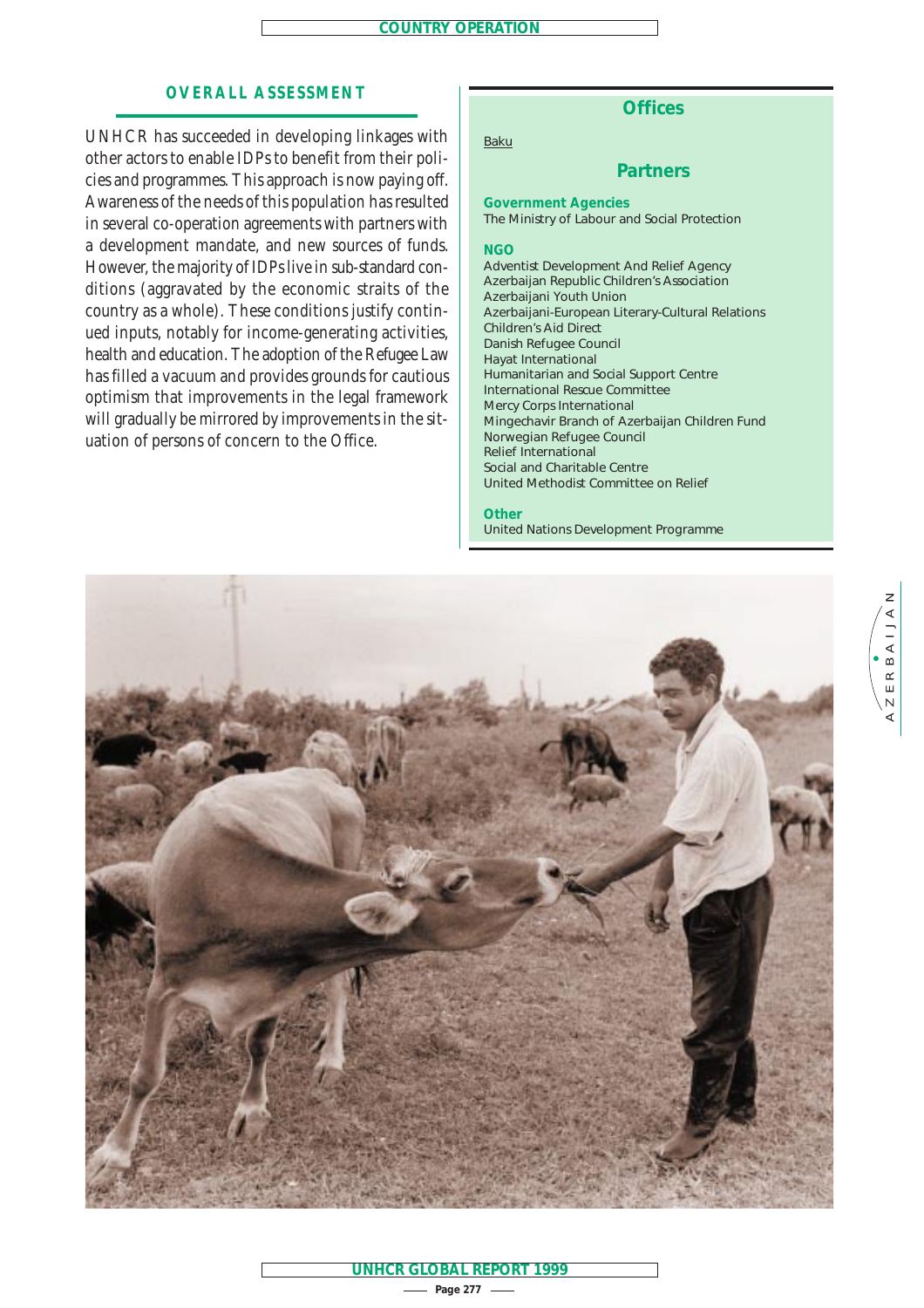## OVERALL ASSESSMENT

UNHCR has succeeded in developing linkages with other actors to enable IDPs to benefit from their policies and programmes. This approach is now paying off. Awareness of the needs of this population has resulted in several co-operation agreements with partners with a development mandate, and new sources of funds. However, the majority of IDPs live in sub-standard conditions (aggravated by the economic straits of the country as a whole). These conditions justify continued inputs, notably for income-generating activities, health and education. The adoption of the Refugee Law has filled a vacuum and provides grounds for cautious optimism that improvements in the legal framework will gradually be mirrored by improvements in the situation of persons of concern to the Office.

### Offices

Baku

### Partners

**Government Agencies**

The Ministry of Labour and Social Protection

**NGO**

Adventist Development And Relief Agency
Azerbaijan Republic Children's Association
Azerbaijani Youth Union
Azerbaijani-European Literary-Cultural Relations
Children's Aid Direct
Danish Refugee Council
Hayat International
Humanitarian and Social Support Centre
International Rescue Committee
Mercy Corps International
Mingechavir Branch of Azerbaijan Children Fund
Norwegian Refugee Council
Relief International
Social and Charitable Centre
United Methodist Committee on Relief

**Other**

United Nations Development Programme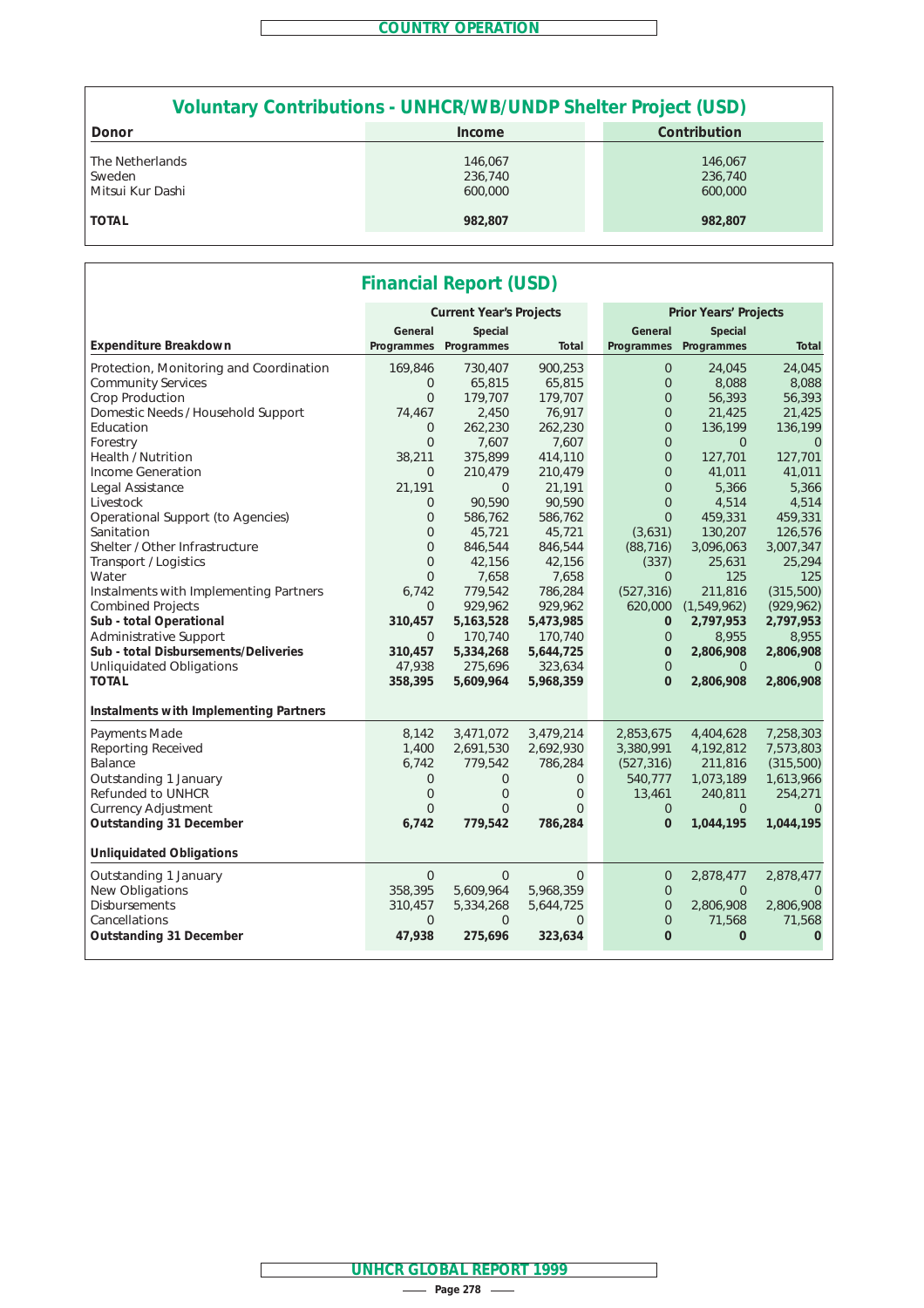## Voluntary Contributions - UNHCR/WB/UNDP Shelter Project (USD)

| Donor | Income | Contribution |
|---|---|---|
| The Netherlands | 146,067 | 146,067 |
| Sweden | 236,740 | 236,740 |
| Mitsui Kur Dashi | 600,000 | 600,000 |
| **TOTAL** | **982,807** | **982,807** |

## Financial Report (USD)

| | Current Year's Projects | | | Prior Years' Projects | | |
|---|---|---|---|---|---|---|
| **Expenditure Breakdown** | General Programmes | Special Programmes | Total | General Programmes | Special Programmes | Total |
| Protection, Monitoring and Coordination | 169,846 | 730,407 | 900,253 | 0 | 24,045 | 24,045 |
| Community Services | 0 | 65,815 | 65,815 | 0 | 8,088 | 8,088 |
| Crop Production | 0 | 179,707 | 179,707 | 0 | 56,393 | 56,393 |
| Domestic Needs / Household Support | 74,467 | 2,450 | 76,917 | 0 | 21,425 | 21,425 |
| Education | 0 | 262,230 | 262,230 | 0 | 136,199 | 136,199 |
| Forestry | 0 | 7,607 | 7,607 | 0 | 0 | 0 |
| Health / Nutrition | 38,211 | 375,899 | 414,110 | 0 | 127,701 | 127,701 |
| Income Generation | 0 | 210,479 | 210,479 | 0 | 41,011 | 41,011 |
| Legal Assistance | 21,191 | 0 | 21,191 | 0 | 5,366 | 5,366 |
| Livestock | 0 | 90,590 | 90,590 | 0 | 4,514 | 4,514 |
| Operational Support (to Agencies) | 0 | 586,762 | 586,762 | 0 | 459,331 | 459,331 |
| Sanitation | 0 | 45,721 | 45,721 | (3,631) | 130,207 | 126,576 |
| Shelter / Other Infrastructure | 0 | 846,544 | 846,544 | (88,716) | 3,096,063 | 3,007,347 |
| Transport / Logistics | 0 | 42,156 | 42,156 | (337) | 25,631 | 25,294 |
| Water | 0 | 7,658 | 7,658 | 0 | 125 | 125 |
| Instalments with Implementing Partners | 6,742 | 779,542 | 786,284 | (527,316) | 211,816 | (315,500) |
| Combined Projects | 0 | 929,962 | 929,962 | 620,000 | (1,549,962) | (929,962) |
| **Sub - total Operational** | **310,457** | **5,163,528** | **5,473,985** | **0** | **2,797,953** | **2,797,953** |
| Administrative Support | 0 | 170,740 | 170,740 | 0 | 8,955 | 8,955 |
| **Sub - total Disbursements/Deliveries** | **310,457** | **5,334,268** | **5,644,725** | **0** | **2,806,908** | **2,806,908** |
| Unliquidated Obligations | 47,938 | 275,696 | 323,634 | 0 | 0 | 0 |
| **TOTAL** | **358,395** | **5,609,964** | **5,968,359** | **0** | **2,806,908** | **2,806,908** |
| **Instalments with Implementing Partners** | | | | | | |
| Payments Made | 8,142 | 3,471,072 | 3,479,214 | 2,853,675 | 4,404,628 | 7,258,303 |
| Reporting Received | 1,400 | 2,691,530 | 2,692,930 | 3,380,991 | 4,192,812 | 7,573,803 |
| Balance | 6,742 | 779,542 | 786,284 | (527,316) | 211,816 | (315,500) |
| Outstanding 1 January | 0 | 0 | 0 | 540,777 | 1,073,189 | 1,613,966 |
| Refunded to UNHCR | 0 | 0 | 0 | 13,461 | 240,811 | 254,271 |
| Currency Adjustment | 0 | 0 | 0 | 0 | 0 | 0 |
| **Outstanding 31 December** | **6,742** | **779,542** | **786,284** | **0** | **1,044,195** | **1,044,195** |
| **Unliquidated Obligations** | | | | | | |
| Outstanding 1 January | 0 | 0 | 0 | 0 | 2,878,477 | 2,878,477 |
| New Obligations | 358,395 | 5,609,964 | 5,968,359 | 0 | 0 | 0 |
| Disbursements | 310,457 | 5,334,268 | 5,644,725 | 0 | 2,806,908 | 2,806,908 |
| Cancellations | 0 | 0 | 0 | 0 | 71,568 | 71,568 |
| **Outstanding 31 December** | **47,938** | **275,696** | **323,634** | **0** | **0** | **0** |